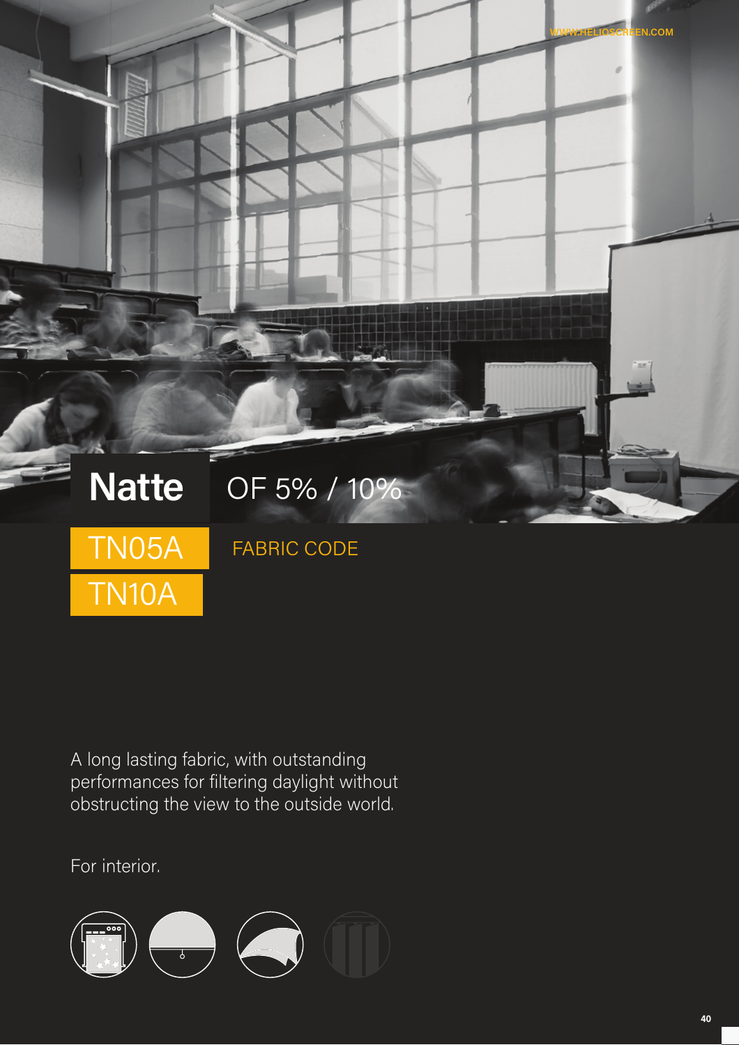# Natte

OF 5% / 10%

TN05A

TN10A

FABRIC CODE

A long lasting fabric, with outstanding performances for filtering daylight without obstructing the view to the outside world.

For interior.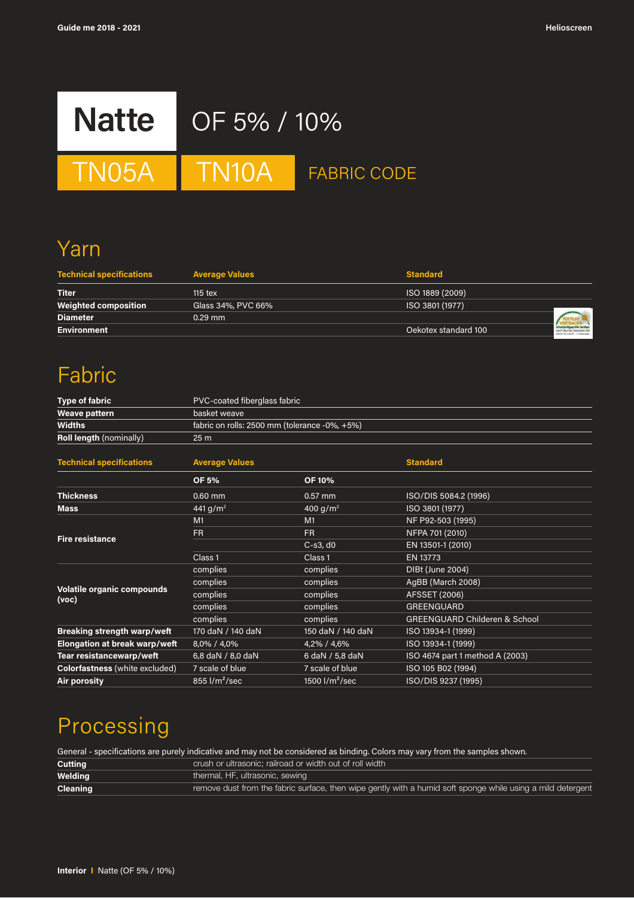# Natte

## OF 5% / 10%

TN05A | TN10A | FABRIC CODE

## Yarn

| Technical specifications | Average Values | Standard |
|---|---|---|
| **Titer** | 115 tex | ISO 1889 (2009) |
| **Weighted composition** | Glass 34%, PVC 66% | ISO 3801 (1977) |
| **Diameter** | 0.29 mm | |
| **Environment** | | Oekotex standard 100 |

## Fabric

| | |
|---|---|
| **Type of fabric** | PVC-coated fiberglass fabric |
| **Weave pattern** | basket weave |
| **Widths** | fabric on rolls: 2500 mm (tolerance -0%, +5%) |
| **Roll length** (nominally) | 25 m |

| Technical specifications | Average Values | | Standard |
|---|---|---|---|
| | **OF 5%** | **OF 10%** | |
| **Thickness** | 0.60 mm | 0.57 mm | ISO/DIS 5084.2 (1996) |
| **Mass** | 441 g/m² | 400 g/m² | ISO 3801 (1977) |
| **Fire resistance** | M1 | M1 | NF P92-503 (1995) |
| | FR | FR | NFPA 701 (2010) |
| | | C-s3, d0 | EN 13501-1 (2010) |
| | Class 1 | Class 1 | EN 13773 |
| **Volatile organic compounds (voc)** | complies | complies | DIBt (June 2004) |
| | complies | complies | AgBB (March 2008) |
| | complies | complies | AFSSET (2006) |
| | complies | complies | GREENGUARD |
| | complies | complies | GREENGUARD Childeren & School |
| **Breaking strength warp/weft** | 170 daN / 140 daN | 150 daN / 140 daN | ISO 13934-1 (1999) |
| **Elongation at break warp/weft** | 8,0% / 4,0% | 4,2% / 4,6% | ISO 13934-1 (1999) |
| **Tear resistancewarp/weft** | 6,8 daN / 8,0 daN | 6 daN / 5,8 daN | ISO 4674 part 1 method A (2003) |
| **Colorfastness** (white excluded) | 7 scale of blue | 7 scale of blue | ISO 105 B02 (1994) |
| **Air porosity** | 855 l/m²/sec | 1500 l/m²/sec | ISO/DIS 9237 (1995) |

## Processing

General - specifications are purely indicative and may not be considered as binding. Colors may vary from the samples shown.

| | |
|---|---|
| **Cutting** | crush or ultrasonic; railroad or width out of roll width |
| **Welding** | thermal, HF, ultrasonic, sewing |
| **Cleaning** | remove dust from the fabric surface, then wipe gently with a humid soft sponge while using a mild detergent |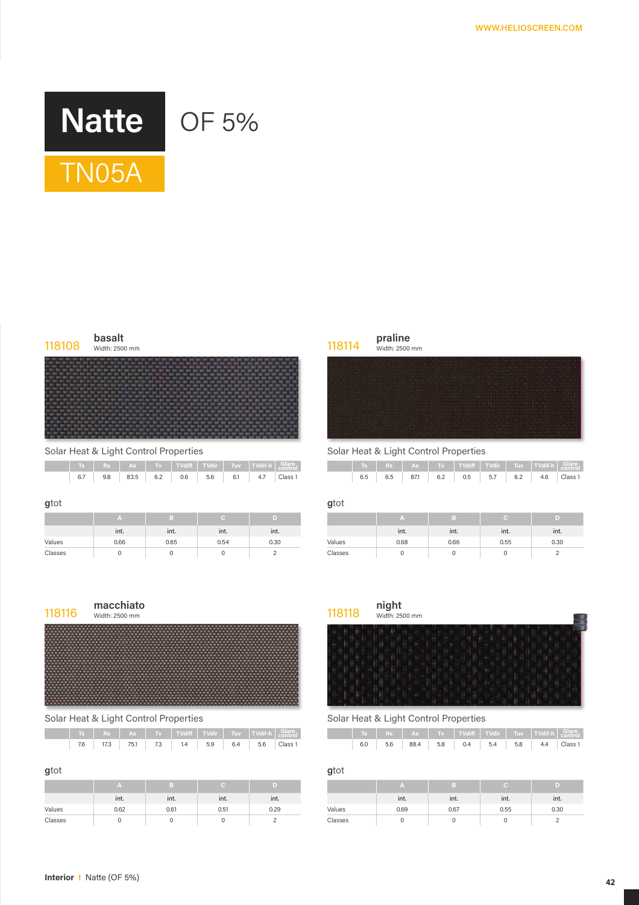# Natte

OF 5%

TN05A

## 118108 basalt

Width: 2500 mm

Solar Heat & Light Control Properties

| Ts | Rs | As | Tv | TVdiff | TVdir | Tuv | TVdif-h | Glare control |
|---|---|---|---|---|---|---|---|---|
| 6.7 | 9.8 | 83.5 | 6.2 | 0.6 | 5.6 | 6.1 | 4.7 | Class 1 |

**g**tot

| | A | B | C | D |
|---|---|---|---|---|
| | int. | int. | int. | int. |
| Values | 0.66 | 0.65 | 0.54 | 0.30 |
| Classes | 0 | 0 | 0 | 2 |

## 118114 praline

Width: 2500 mm

Solar Heat & Light Control Properties

| Ts | Rs | As | Tv | TVdiff | TVdir | Tuv | TVdif-h | Glare control |
|---|---|---|---|---|---|---|---|---|
| 6.5 | 6.5 | 87.1 | 6.2 | 0.5 | 5.7 | 6.2 | 4.6 | Class 1 |

**g**tot

| | A | B | C | D |
|---|---|---|---|---|
| | int. | int. | int. | int. |
| Values | 0.68 | 0.66 | 0.55 | 0.30 |
| Classes | 0 | 0 | 0 | 2 |

## 118116 macchiato

Width: 2500 mm

Solar Heat & Light Control Properties

| Ts | Rs | As | Tv | TVdiff | TVdir | Tuv | TVdif-h | Glare control |
|---|---|---|---|---|---|---|---|---|
| 7.6 | 17.3 | 75.1 | 7.3 | 1.4 | 5.9 | 6.4 | 5.6 | Class 1 |

**g**tot

| | A | B | C | D |
|---|---|---|---|---|
| | int. | int. | int. | int. |
| Values | 0.62 | 0.61 | 0.51 | 0.29 |
| Classes | 0 | 0 | 0 | 2 |

## 118118 night

Width: 2500 mm

Solar Heat & Light Control Properties

| Ts | Rs | As | Tv | TVdiff | TVdir | Tuv | TVdif-h | Glare control |
|---|---|---|---|---|---|---|---|---|
| 6.0 | 5.6 | 88.4 | 5.8 | 0.4 | 5.4 | 5.8 | 4.4 | Class 1 |

**g**tot

| | A | B | C | D |
|---|---|---|---|---|
| | int. | int. | int. | int. |
| Values | 0.69 | 0.67 | 0.55 | 0.30 |
| Classes | 0 | 0 | 0 | 2 |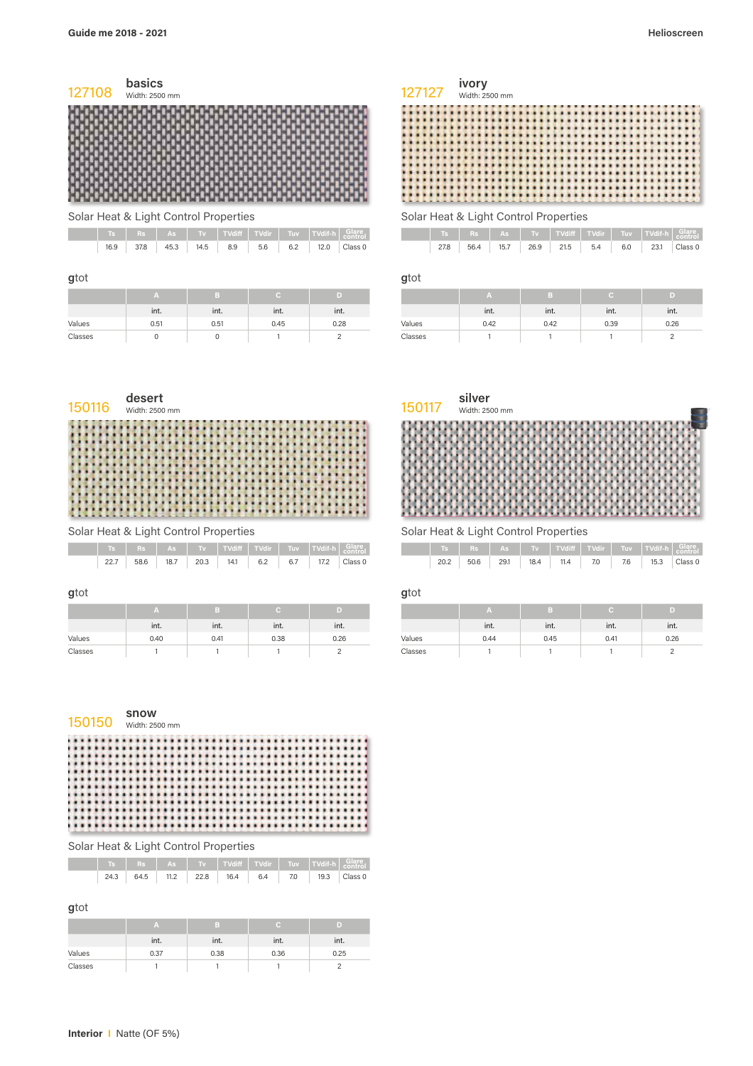## 127108 basics

Width: 2500 mm

Solar Heat & Light Control Properties

| Ts | Rs | As | Tv | TVdiff | TVdir | Tuv | TVdif-h | Glare control |
|---|---|---|---|---|---|---|---|---|
| 16.9 | 37.8 | 45.3 | 14.5 | 8.9 | 5.6 | 6.2 | 12.0 | Class 0 |

gtot

| | A | B | C | D |
|---|---|---|---|---|
| | int. | int. | int. | int. |
| Values | 0.51 | 0.51 | 0.45 | 0.28 |
| Classes | 0 | 0 | 1 | 2 |

## 127127 ivory

Width: 2500 mm

Solar Heat & Light Control Properties

| Ts | Rs | As | Tv | TVdiff | TVdir | Tuv | TVdif-h | Glare control |
|---|---|---|---|---|---|---|---|---|
| 27.8 | 56.4 | 15.7 | 26.9 | 21.5 | 5.4 | 6.0 | 23.1 | Class 0 |

gtot

| | A | B | C | D |
|---|---|---|---|---|
| | int. | int. | int. | int. |
| Values | 0.42 | 0.42 | 0.39 | 0.26 |
| Classes | 1 | 1 | 1 | 2 |

## 150116 desert

Width: 2500 mm

Solar Heat & Light Control Properties

| Ts | Rs | As | Tv | TVdiff | TVdir | Tuv | TVdif-h | Glare control |
|---|---|---|---|---|---|---|---|---|
| 22.7 | 58.6 | 18.7 | 20.3 | 14.1 | 6.2 | 6.7 | 17.2 | Class 0 |

gtot

| | A | B | C | D |
|---|---|---|---|---|
| | int. | int. | int. | int. |
| Values | 0.40 | 0.41 | 0.38 | 0.26 |
| Classes | 1 | 1 | 1 | 2 |

## 150117 silver

Width: 2500 mm

Solar Heat & Light Control Properties

| Ts | Rs | As | Tv | TVdiff | TVdir | Tuv | TVdif-h | Glare control |
|---|---|---|---|---|---|---|---|---|
| 20.2 | 50.6 | 29.1 | 18.4 | 11.4 | 7.0 | 7.6 | 15.3 | Class 0 |

gtot

| | A | B | C | D |
|---|---|---|---|---|
| | int. | int. | int. | int. |
| Values | 0.44 | 0.45 | 0.41 | 0.26 |
| Classes | 1 | 1 | 1 | 2 |

## 150150 snow

Width: 2500 mm

Solar Heat & Light Control Properties

| Ts | Rs | As | Tv | TVdiff | TVdir | Tuv | TVdif-h | Glare control |
|---|---|---|---|---|---|---|---|---|
| 24.3 | 64.5 | 11.2 | 22.8 | 16.4 | 6.4 | 7.0 | 19.3 | Class 0 |

gtot

| | A | B | C | D |
|---|---|---|---|---|
| | int. | int. | int. | int. |
| Values | 0.37 | 0.38 | 0.36 | 0.25 |
| Classes | 1 | 1 | 1 | 2 |

**Interior** | Natte (OF 5%)